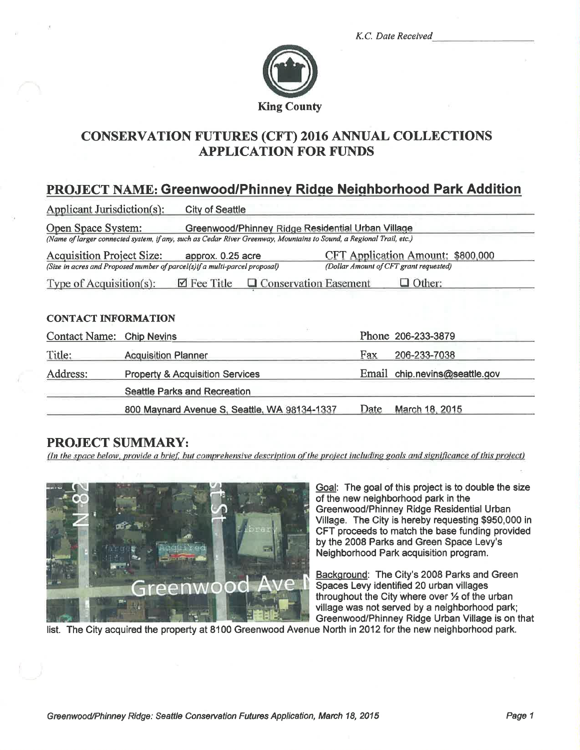*K.C. Date Received* ____________

King County

# CONSERVATION FUTURES (CFT) 2016 ANNUAL COLLECTIONS APPLICATION FOR FUNDS

## PROJECT NAME: Greenwood/Phinney Ridge Neighborhood Park Addition

Applicant Jurisdiction(s): City of Seattle

Open Space System: Greenwood/Phinney Ridge Residential Urban Village
*(Name of larger connected system, if any, such as Cedar River Greenway, Mountains to Sound, a Regional Trail, etc.)*

Acquisition Project Size: approx. 0.25 acre
*(Size in acres and Proposed number of parcel(s) if a multi-parcel proposal)*

CFT Application Amount: $800,000
*(Dollar Amount of CFT grant requested)*

Type of Acquisition(s): ☑ Fee Title ☐ Conservation Easement ☐ Other:

### CONTACT INFORMATION

| | | | |
|---|---|---|---|
| Contact Name: | Chip Nevins | Phone | 206-233-3879 |
| Title: | Acquisition Planner | Fax | 206-233-7038 |
| Address: | Property & Acquisition Services | Email | chip.nevins@seattle.gov |
| | Seattle Parks and Recreation | | |
| | 800 Maynard Avenue S, Seattle, WA 98134-1337 | Date | March 18, 2015 |

## PROJECT SUMMARY:

*(In the space below, provide a brief, but comprehensive description of the project including goals and significance of this project)*

Goal: The goal of this project is to double the size of the new neighborhood park in the Greenwood/Phinney Ridge Residential Urban Village. The City is hereby requesting $950,000 in CFT proceeds to match the base funding provided by the 2008 Parks and Green Space Levy's Neighborhood Park acquisition program.

Background: The City's 2008 Parks and Green Spaces Levy identified 20 urban villages throughout the City where over ½ of the urban village was not served by a neighborhood park; Greenwood/Phinney Ridge Urban Village is on that list. The City acquired the property at 8100 Greenwood Avenue North in 2012 for the new neighborhood park.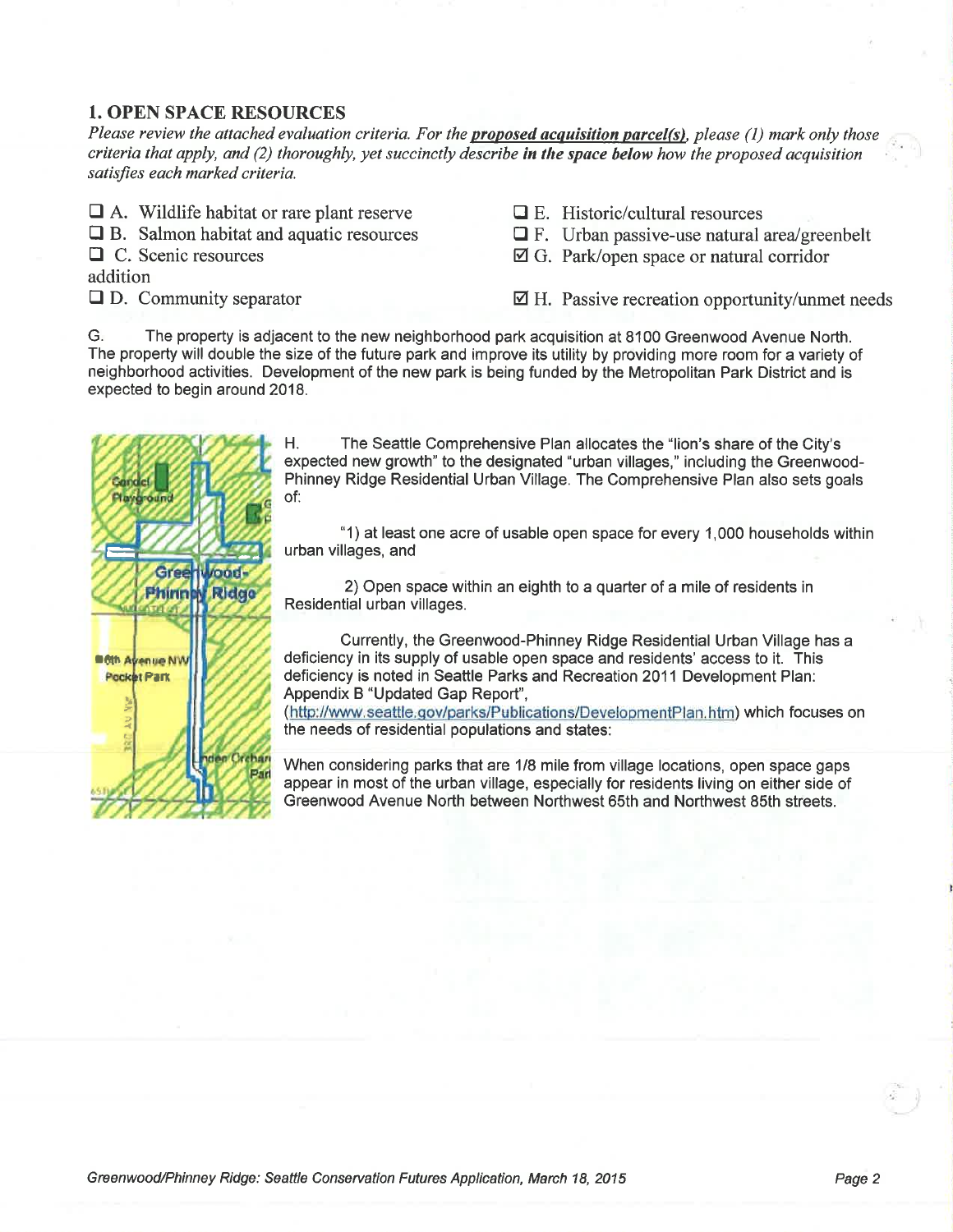## 1. OPEN SPACE RESOURCES

*Please review the attached evaluation criteria. For the* ***proposed acquisition parcel(s)****, please (1) mark only those criteria that apply, and (2) thoroughly, yet succinctly describe* ***in the space below*** *how the proposed acquisition satisfies each marked criteria.*

- ☐ A. Wildlife habitat or rare plant reserve
- ☐ B. Salmon habitat and aquatic resources
- ☐ C. Scenic resources addition
- ☐ D. Community separator
- ☐ E. Historic/cultural resources
- ☐ F. Urban passive-use natural area/greenbelt
- ☑ G. Park/open space or natural corridor
- ☑ H. Passive recreation opportunity/unmet needs

G. The property is adjacent to the new neighborhood park acquisition at 8100 Greenwood Avenue North. The property will double the size of the future park and improve its utility by providing more room for a variety of neighborhood activities. Development of the new park is being funded by the Metropolitan Park District and is expected to begin around 2018.

H. The Seattle Comprehensive Plan allocates the "lion's share of the City's expected new growth" to the designated "urban villages," including the Greenwood-Phinney Ridge Residential Urban Village. The Comprehensive Plan also sets goals of:

"1) at least one acre of usable open space for every 1,000 households within urban villages, and

2) Open space within an eighth to a quarter of a mile of residents in Residential urban villages.

Currently, the Greenwood-Phinney Ridge Residential Urban Village has a deficiency in its supply of usable open space and residents' access to it. This deficiency is noted in Seattle Parks and Recreation 2011 Development Plan: Appendix B "Updated Gap Report", (http://www.seattle.gov/parks/Publications/DevelopmentPlan.htm) which focuses on the needs of residential populations and states:

When considering parks that are 1/8 mile from village locations, open space gaps appear in most of the urban village, especially for residents living on either side of Greenwood Avenue North between Northwest 65th and Northwest 85th streets.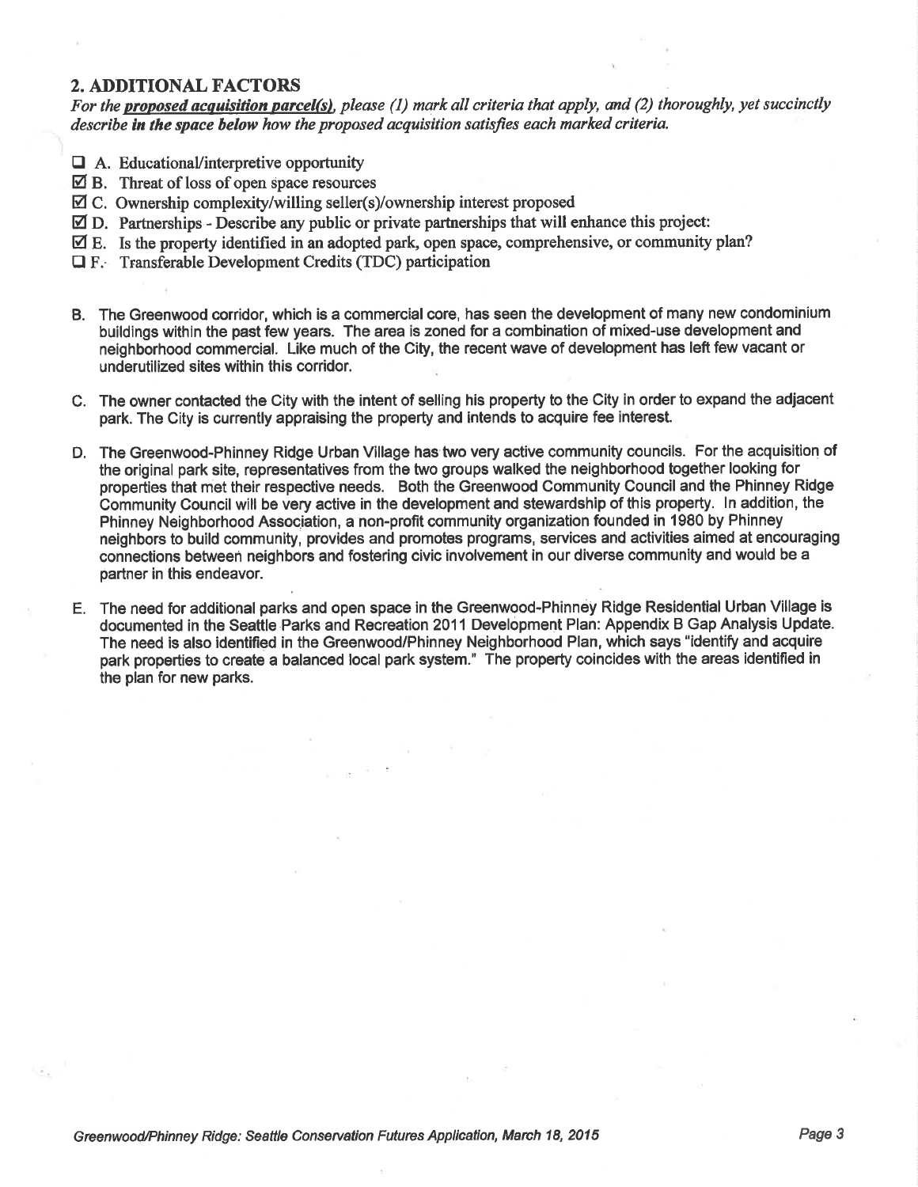## 2. ADDITIONAL FACTORS

*For the **proposed acquisition parcel(s)**, please (1) mark all criteria that apply, and (2) thoroughly, yet succinctly describe **in the space below** how the proposed acquisition satisfies each marked criteria.*

- ☐ A. Educational/interpretive opportunity
- ☑ B. Threat of loss of open space resources
- ☑ C. Ownership complexity/willing seller(s)/ownership interest proposed
- ☑ D. Partnerships - Describe any public or private partnerships that will enhance this project:
- ☑ E. Is the property identified in an adopted park, open space, comprehensive, or community plan?
- ☐ F. Transferable Development Credits (TDC) participation

B. The Greenwood corridor, which is a commercial core, has seen the development of many new condominium buildings within the past few years. The area is zoned for a combination of mixed-use development and neighborhood commercial. Like much of the City, the recent wave of development has left few vacant or underutilized sites within this corridor.

C. The owner contacted the City with the intent of selling his property to the City in order to expand the adjacent park. The City is currently appraising the property and intends to acquire fee interest.

D. The Greenwood-Phinney Ridge Urban Village has two very active community councils. For the acquisition of the original park site, representatives from the two groups walked the neighborhood together looking for properties that met their respective needs. Both the Greenwood Community Council and the Phinney Ridge Community Council will be very active in the development and stewardship of this property. In addition, the Phinney Neighborhood Association, a non-profit community organization founded in 1980 by Phinney neighbors to build community, provides and promotes programs, services and activities aimed at encouraging connections between neighbors and fostering civic involvement in our diverse community and would be a partner in this endeavor.

E. The need for additional parks and open space in the Greenwood-Phinney Ridge Residential Urban Village is documented in the Seattle Parks and Recreation 2011 Development Plan: Appendix B Gap Analysis Update. The need is also identified in the Greenwood/Phinney Neighborhood Plan, which says "identify and acquire park properties to create a balanced local park system." The property coincides with the areas identified in the plan for new parks.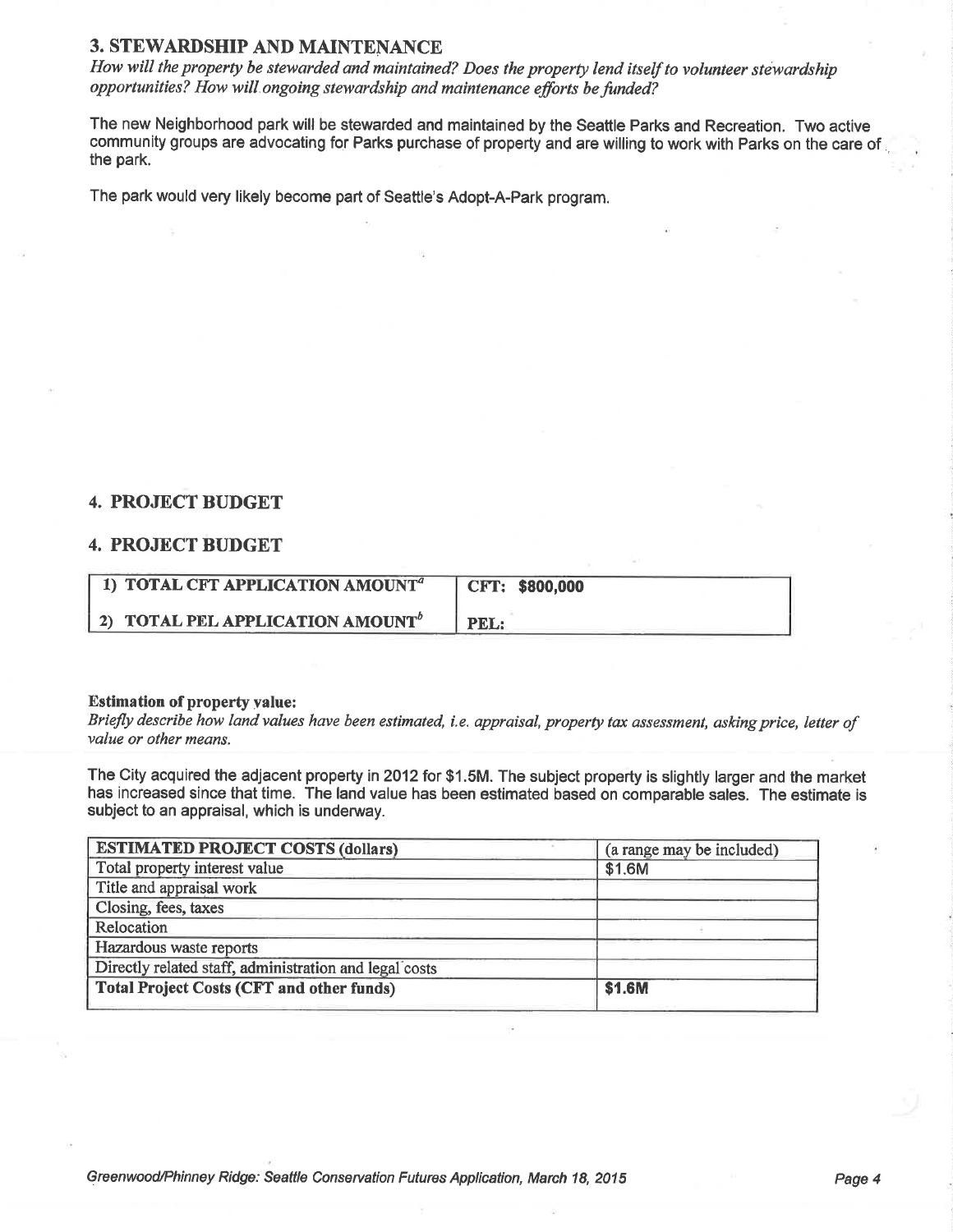## 3. STEWARDSHIP AND MAINTENANCE

*How will the property be stewarded and maintained? Does the property lend itself to volunteer stewardship opportunities? How will ongoing stewardship and maintenance efforts be funded?*

The new Neighborhood park will be stewarded and maintained by the Seattle Parks and Recreation. Two active community groups are advocating for Parks purchase of property and are willing to work with Parks on the care of the park.

The park would very likely become part of Seattle's Adopt-A-Park program.

## 4. PROJECT BUDGET

## 4. PROJECT BUDGET

| | |
|---|---|
| **1) TOTAL CFT APPLICATION AMOUNT[a]** | **CFT: $800,000** |
| **2) TOTAL PEL APPLICATION AMOUNT[b]** | **PEL:** |

**Estimation of property value:**

*Briefly describe how land values have been estimated, i.e. appraisal, property tax assessment, asking price, letter of value or other means.*

The City acquired the adjacent property in 2012 for $1.5M. The subject property is slightly larger and the market has increased since that time. The land value has been estimated based on comparable sales. The estimate is subject to an appraisal, which is underway.

| **ESTIMATED PROJECT COSTS (dollars)** | (a range may be included) |
|---|---|
| Total property interest value | $1.6M |
| Title and appraisal work | |
| Closing, fees, taxes | |
| Relocation | |
| Hazardous waste reports | |
| Directly related staff, administration and legal costs | |
| **Total Project Costs (CFT and other funds)** | **$1.6M** |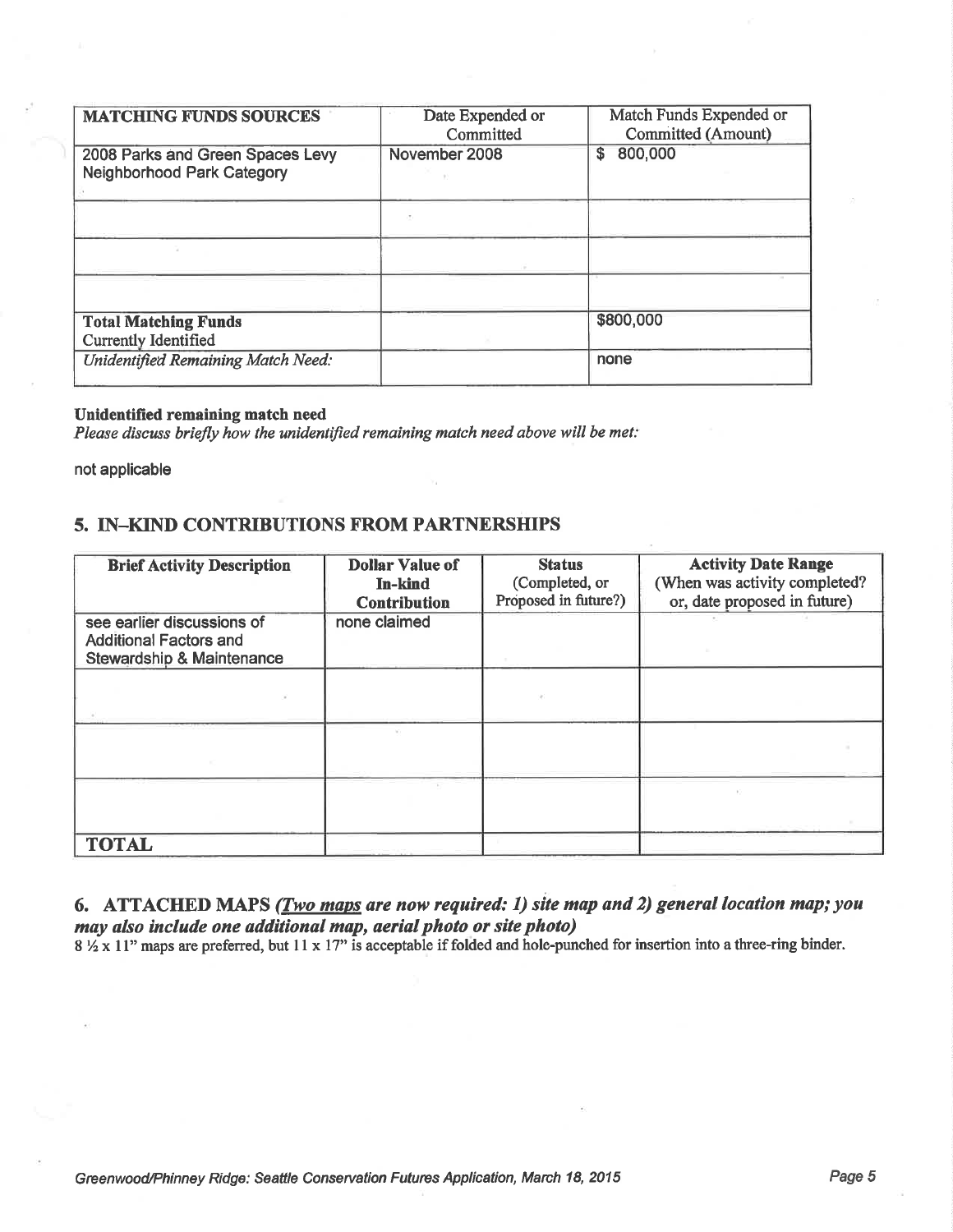| MATCHING FUNDS SOURCES | Date Expended or Committed | Match Funds Expended or Committed (Amount) |
|---|---|---|
| 2008 Parks and Green Spaces Levy Neighborhood Park Category | November 2008 | $ 800,000 |
| | | |
| | | |
| | | |
| **Total Matching Funds** Currently Identified | | $800,000 |
| *Unidentified Remaining Match Need:* | | none |

**Unidentified remaining match need**

*Please discuss briefly how the unidentified remaining match need above will be met:*

not applicable

## 5. IN-KIND CONTRIBUTIONS FROM PARTNERSHIPS

| Brief Activity Description | Dollar Value of In-kind Contribution | Status (Completed, or Proposed in future?) | Activity Date Range (When was activity completed? or, date proposed in future) |
|---|---|---|---|
| see earlier discussions of Additional Factors and Stewardship & Maintenance | none claimed | | |
| | | | |
| | | | |
| | | | |
| **TOTAL** | | | |

## 6. ATTACHED MAPS *(Two maps are now required: 1) site map and 2) general location map; you may also include one additional map, aerial photo or site photo)*

8 ½ x 11" maps are preferred, but 11 x 17" is acceptable if folded and hole-punched for insertion into a three-ring binder.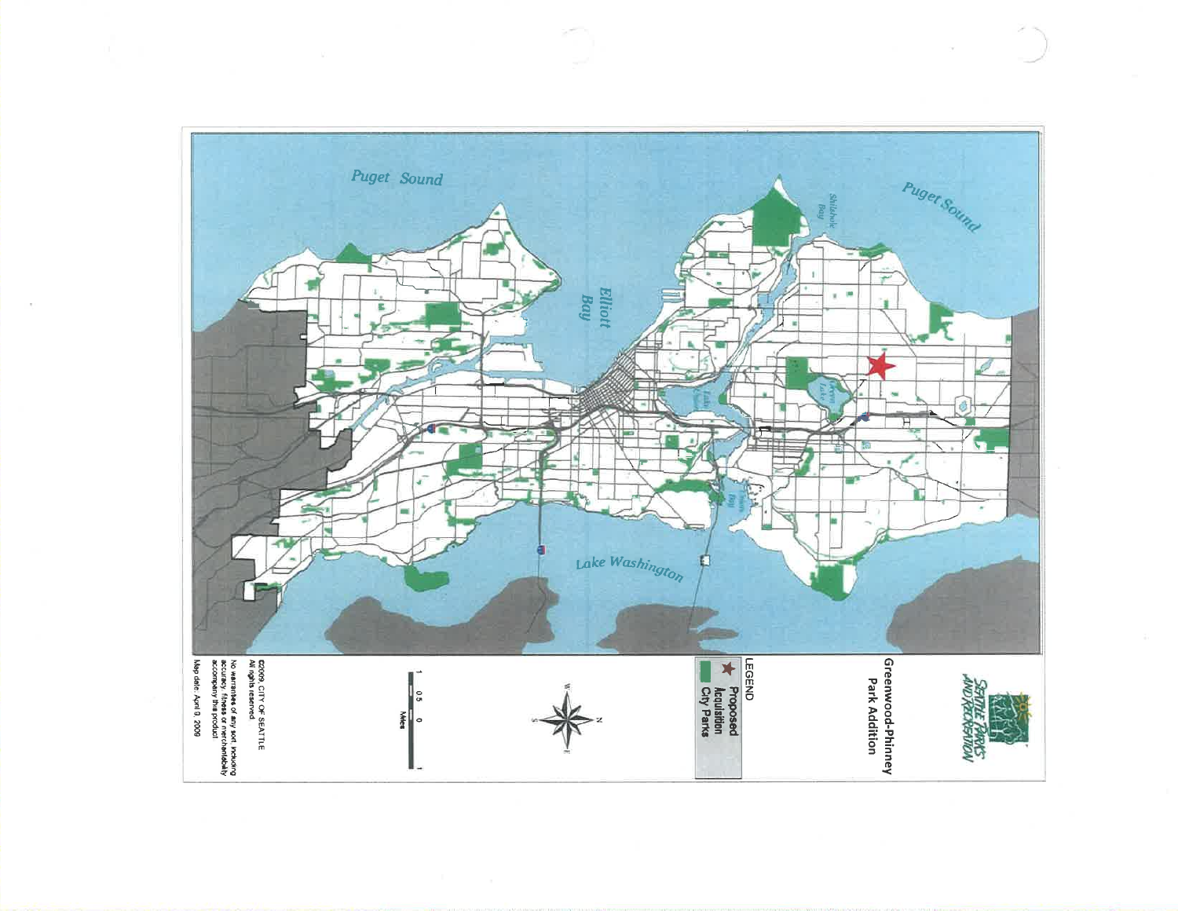# Greenwood-Phinney Park Addition

**LEGEND**

- ★ Proposed Acquisition
- City Parks

Puget Sound

Elliott Bay

Shilshole Bay

Lake Washington

©2009, CITY OF SEATTLE
All rights reserved

No warranties of any sort, including accuracy, fitness or merchantability accompany this product

Map date: April 9, 2009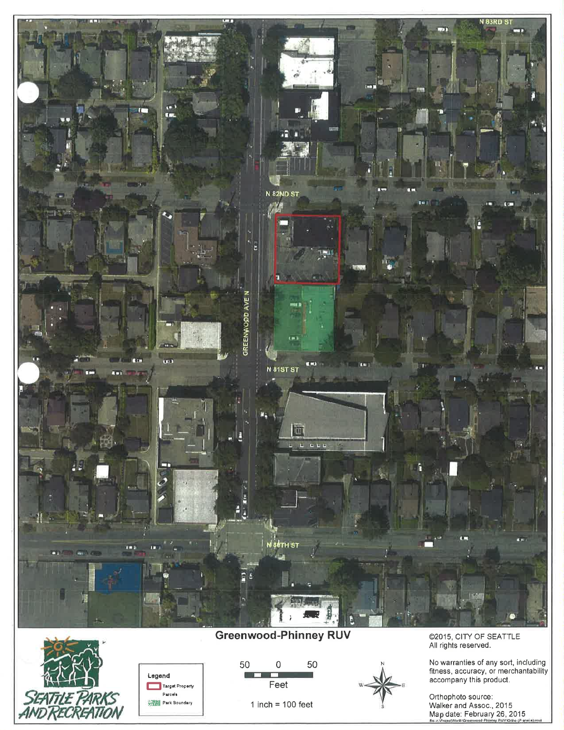N 83RD ST

N 82ND ST

GREENWOOD AVE N

N 81ST ST

N 80TH ST

# Greenwood-Phinney RUV

SEATTLE PARKS AND RECREATION

Legend

Target Property

Parcels

Park Boundary

50 0 50

Feet

1 inch = 100 feet

N

W E

S

©2015, CITY OF SEATTLE
All rights reserved.

No warranties of any sort, including fitness, accuracy, or merchantability accompany this product.

Orthophoto source:
Walker and Assoc., 2015
Map date: February 26, 2015